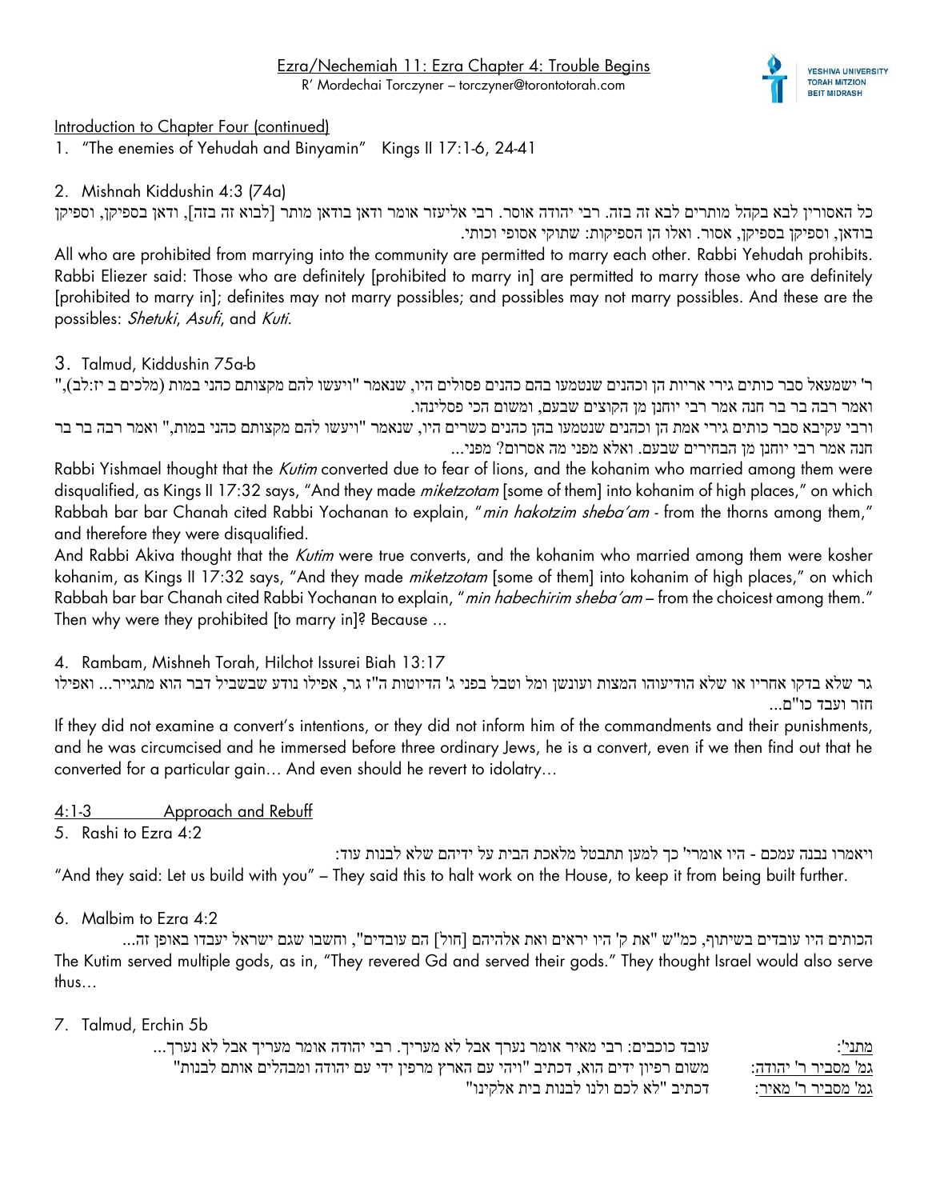# Ezra/Nechemiah 11: Ezra Chapter 4: Trouble Begins

R' Mordechai Torczyner – torczyner@torontotorah.com

YESHIVA UNIVERSITY
TORAH MITZION
BEIT MIDRASH

## Introduction to Chapter Four (continued)

1. "The enemies of Yehudah and Binyamin" Kings II 17:1-6, 24-41

2. Mishnah Kiddushin 4:3 (74a)

כל האסורין לבא בקהל מותרים לבא זה בזה. רבי יהודה אוסר. רבי אליעזר אומר ודאן בודאן מותר [לבוא זה בזה], ודאן בספיקן, וספיקן בודאן, וספיקן בספיקן, אסור. ואלו הן הספיקות: שתוקי אסופי וכותי.

All who are prohibited from marrying into the community are permitted to marry each other. Rabbi Yehudah prohibits. Rabbi Eliezer said: Those who are definitely [prohibited to marry in] are permitted to marry those who are definitely [prohibited to marry in]; definites may not marry possibles; and possibles may not marry possibles. And these are the possibles: *Shetuki*, *Asufi*, and *Kuti*.

3. Talmud, Kiddushin 75a-b

ר' ישמעאל סבר כותים גירי אריות הן וכהנים שנטמעו בהם כהנים פסולים היו, שנאמר "ויעשו להם מקצותם כהני במות (מלכים ב יז:לב)," ואמר רבה בר בר חנה אמר רבי יוחנן מן הקוצים שבעם, ומשום הכי פסלינהו.
ורבי עקיבא סבר כותים גירי אמת הן וכהנים שנטמעו בהן כהנים כשרים היו, שנאמר "ויעשו להם מקצותם כהני במות," ואמר רבה בר בר חנה אמר רבי יוחנן מן הבחירים שבעם. ואלא מפני מה אסרום? מפני...

Rabbi Yishmael thought that the *Kutim* converted due to fear of lions, and the kohanim who married among them were disqualified, as Kings II 17:32 says, "And they made *miketzotam* [some of them] into kohanim of high places," on which Rabbah bar bar Chanah cited Rabbi Yochanan to explain, "*min hakotzim sheba'am* - from the thorns among them," and therefore they were disqualified.

And Rabbi Akiva thought that the *Kutim* were true converts, and the kohanim who married among them were kosher kohanim, as Kings II 17:32 says, "And they made *miketzotam* [some of them] into kohanim of high places," on which Rabbah bar bar Chanah cited Rabbi Yochanan to explain, "*min habechirim sheba'am* – from the choicest among them." Then why were they prohibited [to marry in]? Because …

4. Rambam, Mishneh Torah, Hilchot Issurei Biah 13:17

גר שלא בדקו אחריו או שלא הודיעוהו המצות ועונשן ומל וטבל בפני ג' הדיוטות ה"ז גר, אפילו נודע שבשביל דבר הוא מתגייר... ואפילו חזר ועבד כו"ם...

If they did not examine a convert's intentions, or they did not inform him of the commandments and their punishments, and he was circumcised and he immersed before three ordinary Jews, he is a convert, even if we then find out that he converted for a particular gain… And even should he revert to idolatry…

## 4:1-3 Approach and Rebuff

5. Rashi to Ezra 4:2

ויאמרו נבנה עמכם - היו אומרי' כך למען תתבטל מלאכת הבית על ידיהם שלא לבנות עוד:

"And they said: Let us build with you" – They said this to halt work on the House, to keep it from being built further.

6. Malbim to Ezra 4:2

הכותים היו עובדים בשיתוף, כמ"ש "את ק' היו יראים ואת אלהיהם [חול] הם עובדים", וחשבו שגם ישראל יעבדו באופן זה...

The Kutim served multiple gods, as in, "They revered Gd and served their gods." They thought Israel would also serve thus…

7. Talmud, Erchin 5b

| | |
|---|---|
| מתני': | עובד כוכבים: רבי מאיר אומר נערך אבל לא מעריך. רבי יהודה אומר מעריך אבל לא נערך... |
| גמ' מסביר ר' יהודה: | משום רפיון ידים הוא, דכתיב "ויהי עם הארץ מרפין ידי עם יהודה ומבהלים אותם לבנות" |
| גמ' מסביר ר' מאיר: | דכתיב "לא לכם ולנו לבנות בית אלקינו" |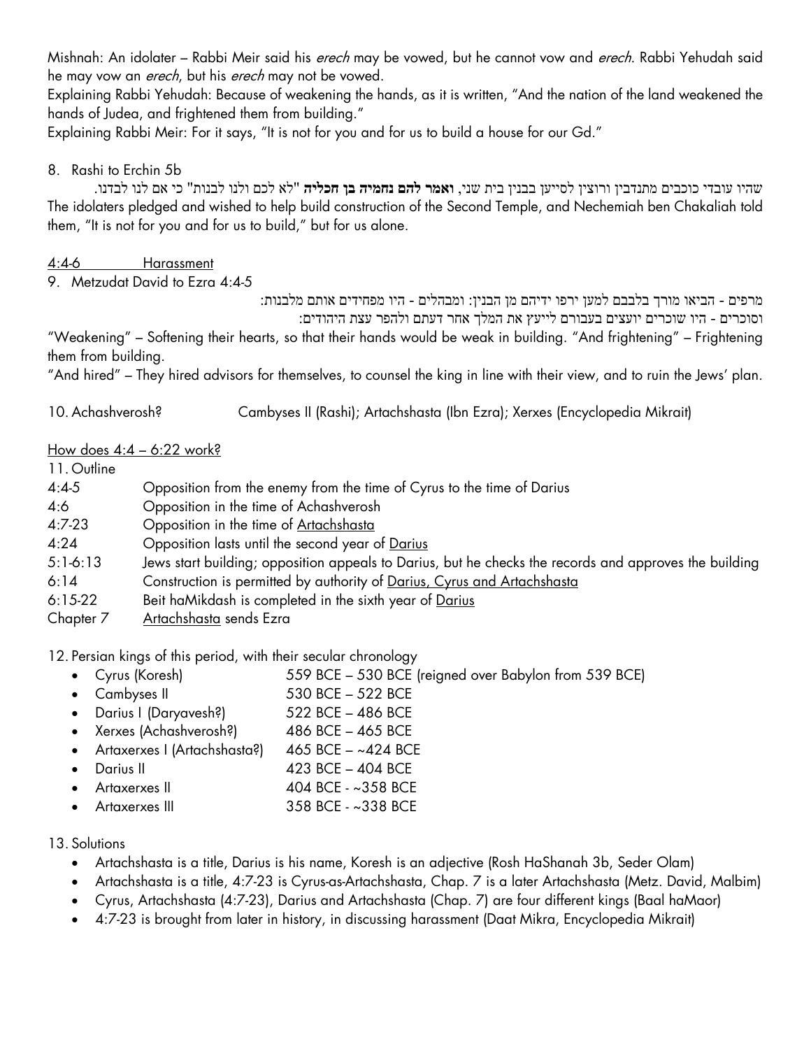Mishnah: An idolater – Rabbi Meir said his *erech* may be vowed, but he cannot vow and *erech*. Rabbi Yehudah said he may vow an *erech*, but his *erech* may not be vowed.

Explaining Rabbi Yehudah: Because of weakening the hands, as it is written, "And the nation of the land weakened the hands of Judea, and frightened them from building."

Explaining Rabbi Meir: For it says, "It is not for you and for us to build a house for our Gd."

8. Rashi to Erchin 5b

שהיו עובדי כוכבים מתנדבין ורוצין לסייען בבנין בית שני, **ואמר להם נחמיה בן חכליה** "לא לכם ולנו לבנות" כי אם לנו לבדנו.

The idolaters pledged and wished to help build construction of the Second Temple, and Nechemiah ben Chakaliah told them, "It is not for you and for us to build," but for us alone.

4:4-6 Harassment

9. Metzudat David to Ezra 4:4-5

מרפים - הביאו מורך בלבבם למען ירפו ידיהם מן הבנין: ומבהלים - היו מפחידים אותם מלבנות:
וסוכרים - היו שוכרים יועצים בעבורם לייעץ את המלך אחר דעתם ולהפר עצת היהודים:

"Weakening" – Softening their hearts, so that their hands would be weak in building. "And frightening" – Frightening them from building.

"And hired" – They hired advisors for themselves, to counsel the king in line with their view, and to ruin the Jews' plan.

10. Achashverosh? Cambyses II (Rashi); Artachshasta (Ibn Ezra); Xerxes (Encyclopedia Mikrait)

How does 4:4 – 6:22 work?

11. Outline

| | |
|---|---|
| 4:4-5 | Opposition from the enemy from the time of Cyrus to the time of Darius |
| 4:6 | Opposition in the time of Achashverosh |
| 4:7-23 | Opposition in the time of Artachshasta |
| 4:24 | Opposition lasts until the second year of Darius |
| 5:1-6:13 | Jews start building; opposition appeals to Darius, but he checks the records and approves the building |
| 6:14 | Construction is permitted by authority of Darius, Cyrus and Artachshasta |
| 6:15-22 | Beit haMikdash is completed in the sixth year of Darius |
| Chapter 7 | Artachshasta sends Ezra |

12. Persian kings of this period, with their secular chronology

- Cyrus (Koresh) 559 BCE – 530 BCE (reigned over Babylon from 539 BCE)
- Cambyses II 530 BCE – 522 BCE
- Darius I (Daryavesh?) 522 BCE – 486 BCE
- Xerxes (Achashverosh?) 486 BCE – 465 BCE
- Artaxerxes I (Artachshasta?) 465 BCE – ~424 BCE
- Darius II 423 BCE – 404 BCE
- Artaxerxes II 404 BCE - ~358 BCE
- Artaxerxes III 358 BCE - ~338 BCE

13. Solutions

- Artachshasta is a title, Darius is his name, Koresh is an adjective (Rosh HaShanah 3b, Seder Olam)
- Artachshasta is a title, 4:7-23 is Cyrus-as-Artachshasta, Chap. 7 is a later Artachshasta (Metz. David, Malbim)
- Cyrus, Artachshasta (4:7-23), Darius and Artachshasta (Chap. 7) are four different kings (Baal haMaor)
- 4:7-23 is brought from later in history, in discussing harassment (Daat Mikra, Encyclopedia Mikrait)